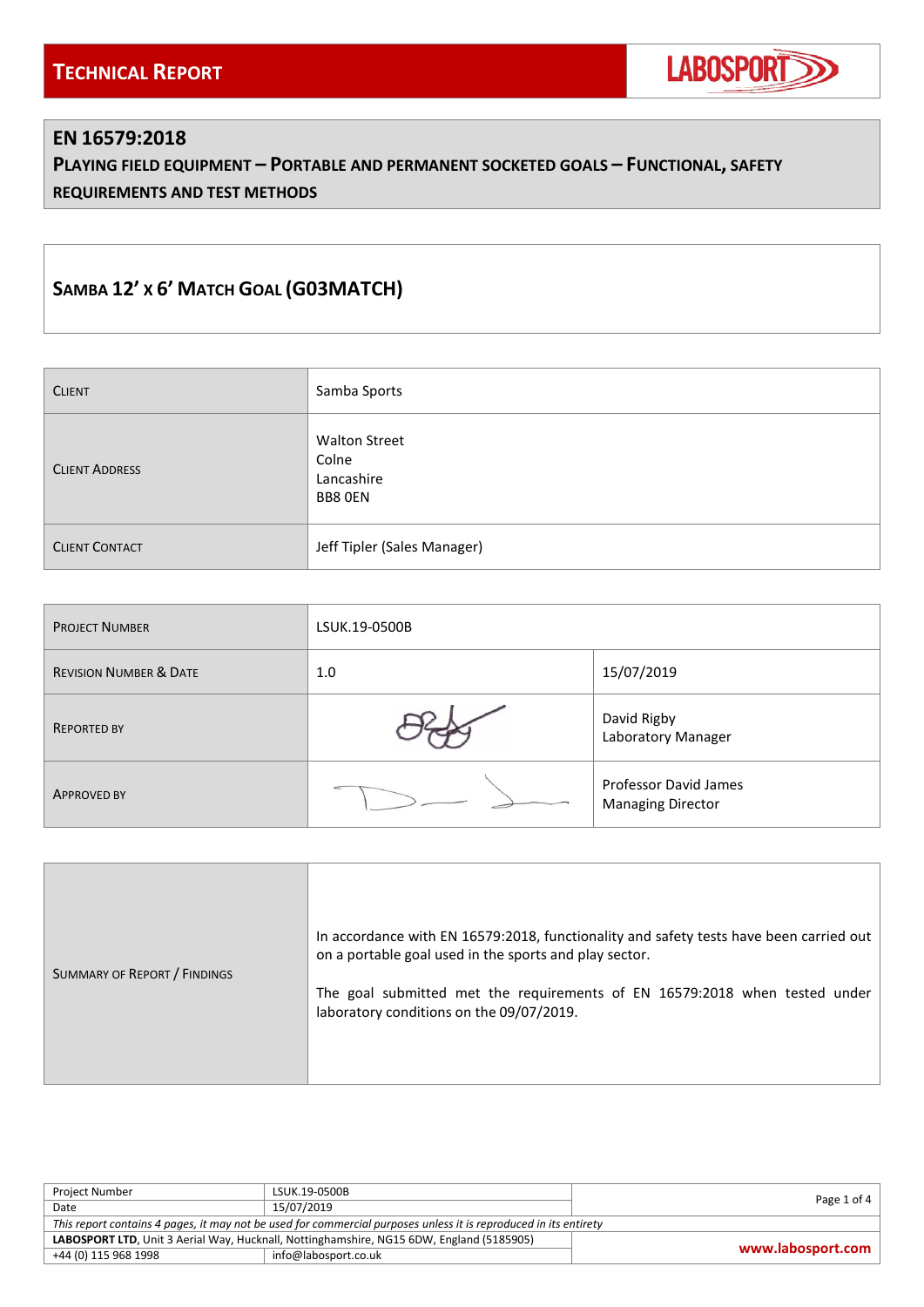# Technical Report

LABOSPORT

## EN 16579:2018

### Playing field equipment – Portable and permanent socketed goals – Functional, safety requirements and test methods

## Samba 12' x 6' Match Goal (G03MATCH)

| | |
|---|---|
| Client | Samba Sports |
| Client Address | Walton Street<br>Colne<br>Lancashire<br>BB8 0EN |
| Client Contact | Jeff Tipler (Sales Manager) |

| | | |
|---|---|---|
| Project Number | LSUK.19-0500B | |
| Revision Number & Date | 1.0 | 15/07/2019 |
| Reported By | | David Rigby<br>Laboratory Manager |
| Approved By | | Professor David James<br>Managing Director |

| | |
|---|---|
| Summary of Report / Findings | In accordance with EN 16579:2018, functionality and safety tests have been carried out on a portable goal used in the sports and play sector.<br><br>The goal submitted met the requirements of EN 16579:2018 when tested under laboratory conditions on the 09/07/2019. |

| | | |
|---|---|---|
| Project Number | LSUK.19-0500B | |
| Date | 15/07/2019 | |

*This report contains 4 pages, it may not be used for commercial purposes unless it is reproduced in its entirety*

**LABOSPORT LTD**, Unit 3 Aerial Way, Hucknall, Nottinghamshire, NG15 6DW, England (5185905)

+44 (0) 115 968 1998 | info@labosport.co.uk | **www.labosport.com**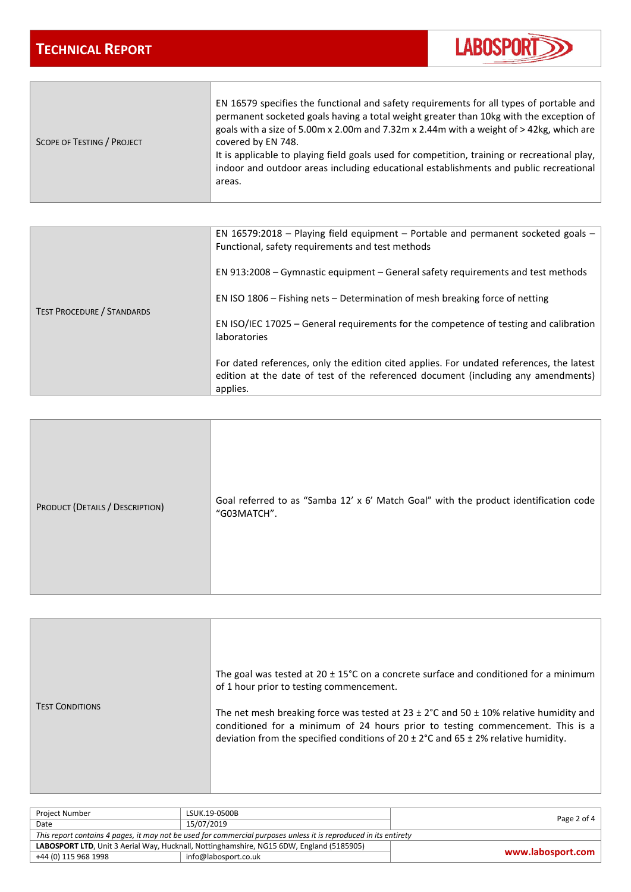| | |
|---|---|
| Scope of Testing / Project | EN 16579 specifies the functional and safety requirements for all types of portable and permanent socketed goals having a total weight greater than 10kg with the exception of goals with a size of 5.00m x 2.00m and 7.32m x 2.44m with a weight of > 42kg, which are covered by EN 748.<br>It is applicable to playing field goals used for competition, training or recreational play, indoor and outdoor areas including educational establishments and public recreational areas. |

| | |
|---|---|
| Test Procedure / Standards | EN 16579:2018 – Playing field equipment – Portable and permanent socketed goals – Functional, safety requirements and test methods<br><br>EN 913:2008 – Gymnastic equipment – General safety requirements and test methods<br><br>EN ISO 1806 – Fishing nets – Determination of mesh breaking force of netting<br><br>EN ISO/IEC 17025 – General requirements for the competence of testing and calibration laboratories<br><br>For dated references, only the edition cited applies. For undated references, the latest edition at the date of test of the referenced document (including any amendments) applies. |

| | |
|---|---|
| Product (Details / Description) | Goal referred to as "Samba 12' x 6' Match Goal" with the product identification code "G03MATCH". |

| | |
|---|---|
| Test Conditions | The goal was tested at 20 ± 15°C on a concrete surface and conditioned for a minimum of 1 hour prior to testing commencement.<br><br>The net mesh breaking force was tested at 23 ± 2°C and 50 ± 10% relative humidity and conditioned for a minimum of 24 hours prior to testing commencement. This is a deviation from the specified conditions of 20 ± 2°C and 65 ± 2% relative humidity. |

| | |
|---|---|
| Project Number | LSUK.19-0500B |
| Date | 15/07/2019 |

*This report contains 4 pages, it may not be used for commercial purposes unless it is reproduced in its entirety*

**LABOSPORT LTD**, Unit 3 Aerial Way, Hucknall, Nottinghamshire, NG15 6DW, England (5185905)
+44 (0) 115 968 1998 | info@labosport.co.uk | www.labosport.com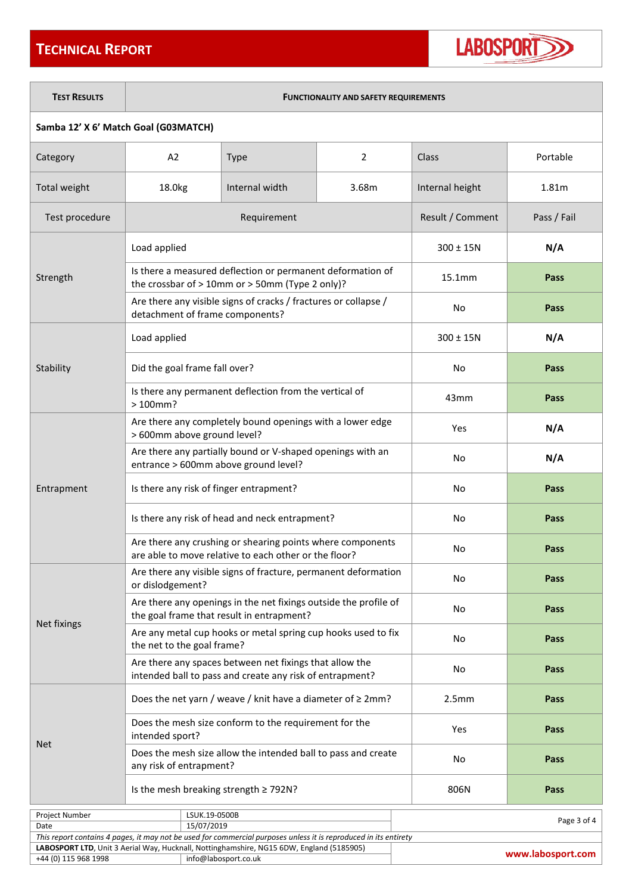# Technical Report

LABOSPORT

| Test Results | Functionality and Safety Requirements | | | | |
|---|---|---|---|---|---|
| **Samba 12' X 6' Match Goal (G03MATCH)** | | | | | |
| Category | A2 | Type | 2 | Class | Portable |
| Total weight | 18.0kg | Internal width | 3.68m | Internal height | 1.81m |
| Test procedure | Requirement | | | Result / Comment | Pass / Fail |
| Strength | Load applied | | | 300 ± 15N | **N/A** |
| | Is there a measured deflection or permanent deformation of the crossbar of > 10mm or > 50mm (Type 2 only)? | | | 15.1mm | **Pass** |
| | Are there any visible signs of cracks / fractures or collapse / detachment of frame components? | | | No | **Pass** |
| Stability | Load applied | | | 300 ± 15N | **N/A** |
| | Did the goal frame fall over? | | | No | **Pass** |
| | Is there any permanent deflection from the vertical of > 100mm? | | | 43mm | **Pass** |
| Entrapment | Are there any completely bound openings with a lower edge > 600mm above ground level? | | | Yes | **N/A** |
| | Are there any partially bound or V-shaped openings with an entrance > 600mm above ground level? | | | No | **N/A** |
| | Is there any risk of finger entrapment? | | | No | **Pass** |
| | Is there any risk of head and neck entrapment? | | | No | **Pass** |
| | Are there any crushing or shearing points where components are able to move relative to each other or the floor? | | | No | **Pass** |
| Net fixings | Are there any visible signs of fracture, permanent deformation or dislodgement? | | | No | **Pass** |
| | Are there any openings in the net fixings outside the profile of the goal frame that result in entrapment? | | | No | **Pass** |
| | Are any metal cup hooks or metal spring cup hooks used to fix the net to the goal frame? | | | No | **Pass** |
| | Are there any spaces between net fixings that allow the intended ball to pass and create any risk of entrapment? | | | No | **Pass** |
| Net | Does the net yarn / weave / knit have a diameter of ≥ 2mm? | | | 2.5mm | **Pass** |
| | Does the mesh size conform to the requirement for the intended sport? | | | Yes | **Pass** |
| | Does the mesh size allow the intended ball to pass and create any risk of entrapment? | | | No | **Pass** |
| | Is the mesh breaking strength ≥ 792N? | | | 806N | **Pass** |

| Project Number | LSUK.19-0500B |
|---|---|
| Date | 15/07/2019 |

*This report contains 4 pages, it may not be used for commercial purposes unless it is reproduced in its entirety*

**LABOSPORT LTD**, Unit 3 Aerial Way, Hucknall, Nottinghamshire, NG15 6DW, England (5185905)

+44 (0) 115 968 1998 | info@labosport.co.uk | **www.labosport.com**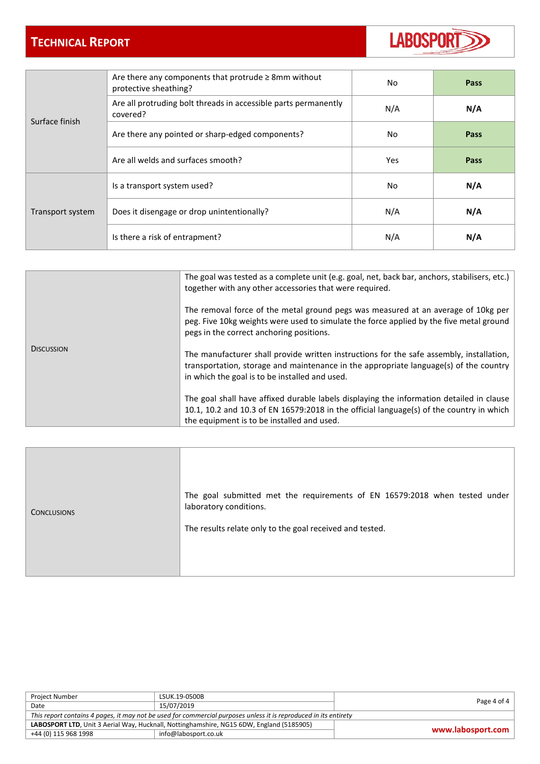| | | | |
|---|---|---|---|
| Surface finish | Are there any components that protrude ≥ 8mm without protective sheathing? | No | **Pass** |
| | Are all protruding bolt threads in accessible parts permanently covered? | N/A | **N/A** |
| | Are there any pointed or sharp-edged components? | No | **Pass** |
| | Are all welds and surfaces smooth? | Yes | **Pass** |
| Transport system | Is a transport system used? | No | **N/A** |
| | Does it disengage or drop unintentionally? | N/A | **N/A** |
| | Is there a risk of entrapment? | N/A | **N/A** |

| | |
|---|---|
| DISCUSSION | The goal was tested as a complete unit (e.g. goal, net, back bar, anchors, stabilisers, etc.) together with any other accessories that were required.<br><br>The removal force of the metal ground pegs was measured at an average of 10kg per peg. Five 10kg weights were used to simulate the force applied by the five metal ground pegs in the correct anchoring positions.<br><br>The manufacturer shall provide written instructions for the safe assembly, installation, transportation, storage and maintenance in the appropriate language(s) of the country in which the goal is to be installed and used.<br><br>The goal shall have affixed durable labels displaying the information detailed in clause 10.1, 10.2 and 10.3 of EN 16579:2018 in the official language(s) of the country in which the equipment is to be installed and used. |

| | |
|---|---|
| CONCLUSIONS | The goal submitted met the requirements of EN 16579:2018 when tested under laboratory conditions.<br><br>The results relate only to the goal received and tested. |